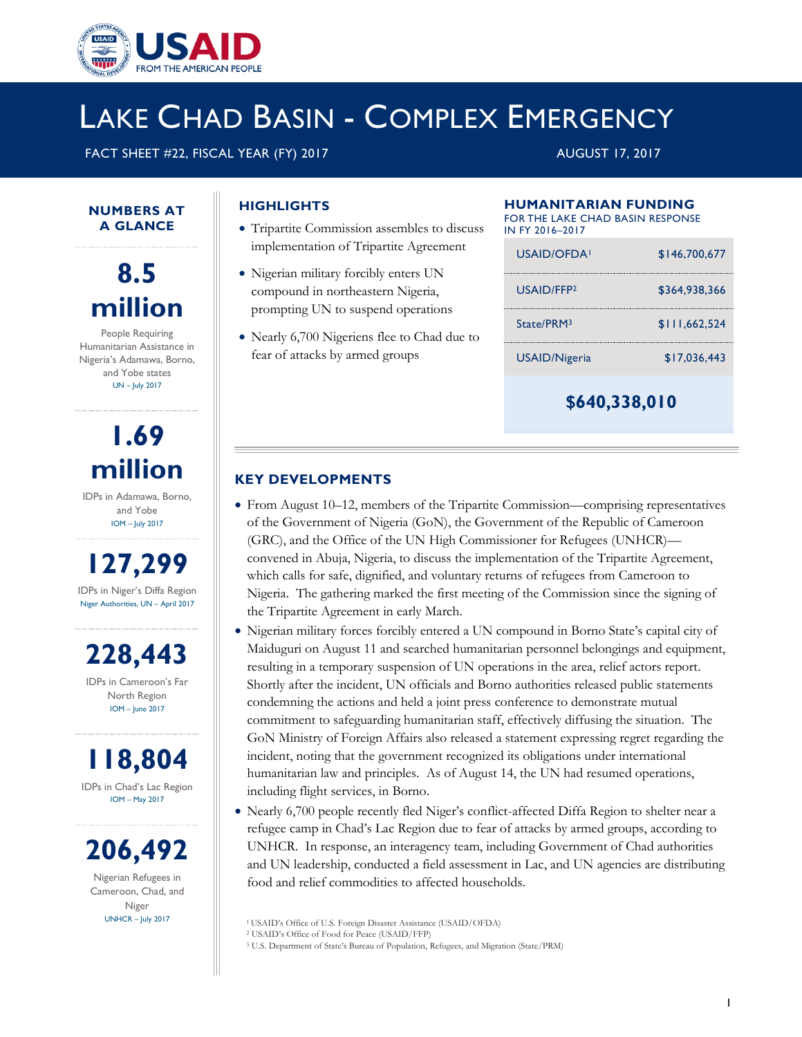# LAKE CHAD BASIN - COMPLEX EMERGENCY

FACT SHEET #22, FISCAL YEAR (FY) 2017

AUGUST 17, 2017

## NUMBERS AT A GLANCE

**8.5 million**

People Requiring Humanitarian Assistance in Nigeria's Adamawa, Borno, and Yobe states

UN – July 2017

**1.69 million**

IDPs in Adamawa, Borno, and Yobe

IOM – July 2017

**127,299**

IDPs in Niger's Diffa Region

Niger Authorities, UN – April 2017

**228,443**

IDPs in Cameroon's Far North Region

IOM – June 2017

**118,804**

IDPs in Chad's Lac Region

IOM – May 2017

**206,492**

Nigerian Refugees in Cameroon, Chad, and Niger

UNHCR – July 2017

## HIGHLIGHTS

- Tripartite Commission assembles to discuss implementation of Tripartite Agreement
- Nigerian military forcibly enters UN compound in northeastern Nigeria, prompting UN to suspend operations
- Nearly 6,700 Nigeriens flee to Chad due to fear of attacks by armed groups

## HUMANITARIAN FUNDING

FOR THE LAKE CHAD BASIN RESPONSE IN FY 2016–2017

| | |
|---|---|
| USAID/OFDA[1] | $146,700,677 |
| USAID/FFP[2] | $364,938,366 |
| State/PRM[3] | $111,662,524 |
| USAID/Nigeria | $17,036,443 |
| **Total** | **$640,338,010** |

## KEY DEVELOPMENTS

- From August 10–12, members of the Tripartite Commission—comprising representatives of the Government of Nigeria (GoN), the Government of the Republic of Cameroon (GRC), and the Office of the UN High Commissioner for Refugees (UNHCR)—convened in Abuja, Nigeria, to discuss the implementation of the Tripartite Agreement, which calls for safe, dignified, and voluntary returns of refugees from Cameroon to Nigeria. The gathering marked the first meeting of the Commission since the signing of the Tripartite Agreement in early March.
- Nigerian military forces forcibly entered a UN compound in Borno State's capital city of Maiduguri on August 11 and searched humanitarian personnel belongings and equipment, resulting in a temporary suspension of UN operations in the area, relief actors report. Shortly after the incident, UN officials and Borno authorities released public statements condemning the actions and held a joint press conference to demonstrate mutual commitment to safeguarding humanitarian staff, effectively diffusing the situation. The GoN Ministry of Foreign Affairs also released a statement expressing regret regarding the incident, noting that the government recognized its obligations under international humanitarian law and principles. As of August 14, the UN had resumed operations, including flight services, in Borno.
- Nearly 6,700 people recently fled Niger's conflict-affected Diffa Region to shelter near a refugee camp in Chad's Lac Region due to fear of attacks by armed groups, according to UNHCR. In response, an interagency team, including Government of Chad authorities and UN leadership, conducted a field assessment in Lac, and UN agencies are distributing food and relief commodities to affected households.

[1] USAID's Office of U.S. Foreign Disaster Assistance (USAID/OFDA)
[2] USAID's Office of Food for Peace (USAID/FFP)
[3] U.S. Department of State's Bureau of Population, Refugees, and Migration (State/PRM)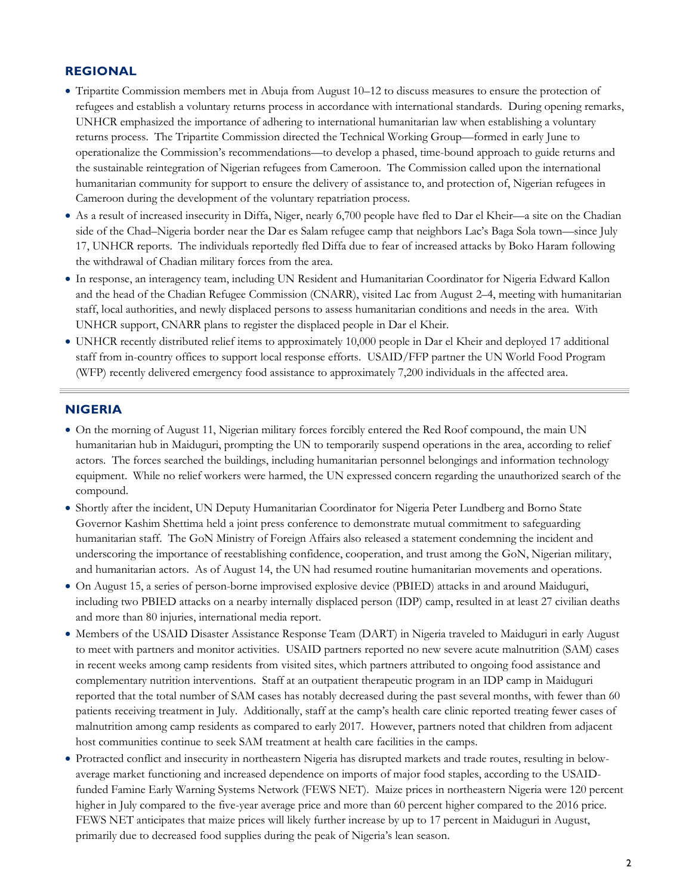## REGIONAL

- Tripartite Commission members met in Abuja from August 10–12 to discuss measures to ensure the protection of refugees and establish a voluntary returns process in accordance with international standards. During opening remarks, UNHCR emphasized the importance of adhering to international humanitarian law when establishing a voluntary returns process. The Tripartite Commission directed the Technical Working Group—formed in early June to operationalize the Commission's recommendations—to develop a phased, time-bound approach to guide returns and the sustainable reintegration of Nigerian refugees from Cameroon. The Commission called upon the international humanitarian community for support to ensure the delivery of assistance to, and protection of, Nigerian refugees in Cameroon during the development of the voluntary repatriation process.
- As a result of increased insecurity in Diffa, Niger, nearly 6,700 people have fled to Dar el Kheir—a site on the Chadian side of the Chad–Nigeria border near the Dar es Salam refugee camp that neighbors Lac's Baga Sola town—since July 17, UNHCR reports. The individuals reportedly fled Diffa due to fear of increased attacks by Boko Haram following the withdrawal of Chadian military forces from the area.
- In response, an interagency team, including UN Resident and Humanitarian Coordinator for Nigeria Edward Kallon and the head of the Chadian Refugee Commission (CNARR), visited Lac from August 2–4, meeting with humanitarian staff, local authorities, and newly displaced persons to assess humanitarian conditions and needs in the area. With UNHCR support, CNARR plans to register the displaced people in Dar el Kheir.
- UNHCR recently distributed relief items to approximately 10,000 people in Dar el Kheir and deployed 17 additional staff from in-country offices to support local response efforts. USAID/FFP partner the UN World Food Program (WFP) recently delivered emergency food assistance to approximately 7,200 individuals in the affected area.

## NIGERIA

- On the morning of August 11, Nigerian military forces forcibly entered the Red Roof compound, the main UN humanitarian hub in Maiduguri, prompting the UN to temporarily suspend operations in the area, according to relief actors. The forces searched the buildings, including humanitarian personnel belongings and information technology equipment. While no relief workers were harmed, the UN expressed concern regarding the unauthorized search of the compound.
- Shortly after the incident, UN Deputy Humanitarian Coordinator for Nigeria Peter Lundberg and Borno State Governor Kashim Shettima held a joint press conference to demonstrate mutual commitment to safeguarding humanitarian staff. The GoN Ministry of Foreign Affairs also released a statement condemning the incident and underscoring the importance of reestablishing confidence, cooperation, and trust among the GoN, Nigerian military, and humanitarian actors. As of August 14, the UN had resumed routine humanitarian movements and operations.
- On August 15, a series of person-borne improvised explosive device (PBIED) attacks in and around Maiduguri, including two PBIED attacks on a nearby internally displaced person (IDP) camp, resulted in at least 27 civilian deaths and more than 80 injuries, international media report.
- Members of the USAID Disaster Assistance Response Team (DART) in Nigeria traveled to Maiduguri in early August to meet with partners and monitor activities. USAID partners reported no new severe acute malnutrition (SAM) cases in recent weeks among camp residents from visited sites, which partners attributed to ongoing food assistance and complementary nutrition interventions. Staff at an outpatient therapeutic program in an IDP camp in Maiduguri reported that the total number of SAM cases has notably decreased during the past several months, with fewer than 60 patients receiving treatment in July. Additionally, staff at the camp's health care clinic reported treating fewer cases of malnutrition among camp residents as compared to early 2017. However, partners noted that children from adjacent host communities continue to seek SAM treatment at health care facilities in the camps.
- Protracted conflict and insecurity in northeastern Nigeria has disrupted markets and trade routes, resulting in below-average market functioning and increased dependence on imports of major food staples, according to the USAID-funded Famine Early Warning Systems Network (FEWS NET). Maize prices in northeastern Nigeria were 120 percent higher in July compared to the five-year average price and more than 60 percent higher compared to the 2016 price. FEWS NET anticipates that maize prices will likely further increase by up to 17 percent in Maiduguri in August, primarily due to decreased food supplies during the peak of Nigeria's lean season.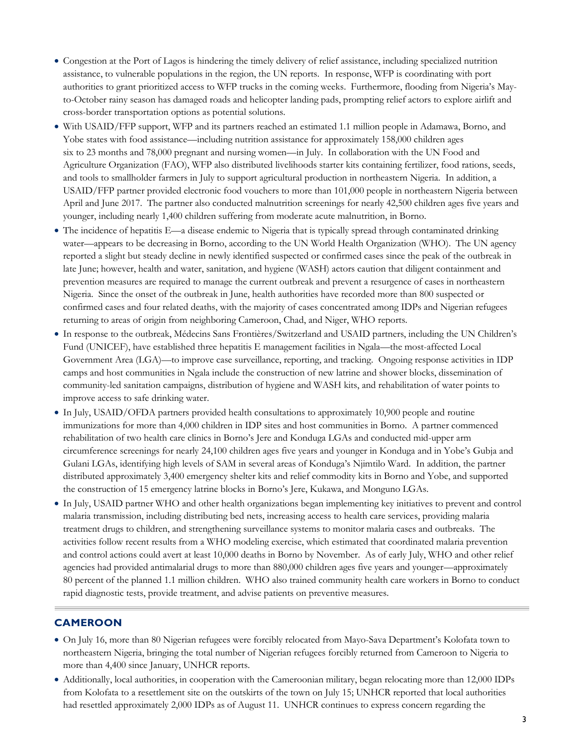- Congestion at the Port of Lagos is hindering the timely delivery of relief assistance, including specialized nutrition assistance, to vulnerable populations in the region, the UN reports. In response, WFP is coordinating with port authorities to grant prioritized access to WFP trucks in the coming weeks. Furthermore, flooding from Nigeria's May-to-October rainy season has damaged roads and helicopter landing pads, prompting relief actors to explore airlift and cross-border transportation options as potential solutions.
- With USAID/FFP support, WFP and its partners reached an estimated 1.1 million people in Adamawa, Borno, and Yobe states with food assistance—including nutrition assistance for approximately 158,000 children ages six to 23 months and 78,000 pregnant and nursing women—in July. In collaboration with the UN Food and Agriculture Organization (FAO), WFP also distributed livelihoods starter kits containing fertilizer, food rations, seeds, and tools to smallholder farmers in July to support agricultural production in northeastern Nigeria. In addition, a USAID/FFP partner provided electronic food vouchers to more than 101,000 people in northeastern Nigeria between April and June 2017. The partner also conducted malnutrition screenings for nearly 42,500 children ages five years and younger, including nearly 1,400 children suffering from moderate acute malnutrition, in Borno.
- The incidence of hepatitis E—a disease endemic to Nigeria that is typically spread through contaminated drinking water—appears to be decreasing in Borno, according to the UN World Health Organization (WHO). The UN agency reported a slight but steady decline in newly identified suspected or confirmed cases since the peak of the outbreak in late June; however, health and water, sanitation, and hygiene (WASH) actors caution that diligent containment and prevention measures are required to manage the current outbreak and prevent a resurgence of cases in northeastern Nigeria. Since the onset of the outbreak in June, health authorities have recorded more than 800 suspected or confirmed cases and four related deaths, with the majority of cases concentrated among IDPs and Nigerian refugees returning to areas of origin from neighboring Cameroon, Chad, and Niger, WHO reports.
- In response to the outbreak, Médecins Sans Frontières/Switzerland and USAID partners, including the UN Children's Fund (UNICEF), have established three hepatitis E management facilities in Ngala—the most-affected Local Government Area (LGA)—to improve case surveillance, reporting, and tracking. Ongoing response activities in IDP camps and host communities in Ngala include the construction of new latrine and shower blocks, dissemination of community-led sanitation campaigns, distribution of hygiene and WASH kits, and rehabilitation of water points to improve access to safe drinking water.
- In July, USAID/OFDA partners provided health consultations to approximately 10,900 people and routine immunizations for more than 4,000 children in IDP sites and host communities in Borno. A partner commenced rehabilitation of two health care clinics in Borno's Jere and Konduga LGAs and conducted mid-upper arm circumference screenings for nearly 24,100 children ages five years and younger in Konduga and in Yobe's Gubja and Gulani LGAs, identifying high levels of SAM in several areas of Konduga's Njimtilo Ward. In addition, the partner distributed approximately 3,400 emergency shelter kits and relief commodity kits in Borno and Yobe, and supported the construction of 15 emergency latrine blocks in Borno's Jere, Kukawa, and Monguno LGAs.
- In July, USAID partner WHO and other health organizations began implementing key initiatives to prevent and control malaria transmission, including distributing bed nets, increasing access to health care services, providing malaria treatment drugs to children, and strengthening surveillance systems to monitor malaria cases and outbreaks. The activities follow recent results from a WHO modeling exercise, which estimated that coordinated malaria prevention and control actions could avert at least 10,000 deaths in Borno by November. As of early July, WHO and other relief agencies had provided antimalarial drugs to more than 880,000 children ages five years and younger—approximately 80 percent of the planned 1.1 million children. WHO also trained community health care workers in Borno to conduct rapid diagnostic tests, provide treatment, and advise patients on preventive measures.

## CAMEROON

- On July 16, more than 80 Nigerian refugees were forcibly relocated from Mayo-Sava Department's Kolofata town to northeastern Nigeria, bringing the total number of Nigerian refugees forcibly returned from Cameroon to Nigeria to more than 4,400 since January, UNHCR reports.
- Additionally, local authorities, in cooperation with the Cameroonian military, began relocating more than 12,000 IDPs from Kolofata to a resettlement site on the outskirts of the town on July 15; UNHCR reported that local authorities had resettled approximately 2,000 IDPs as of August 11. UNHCR continues to express concern regarding the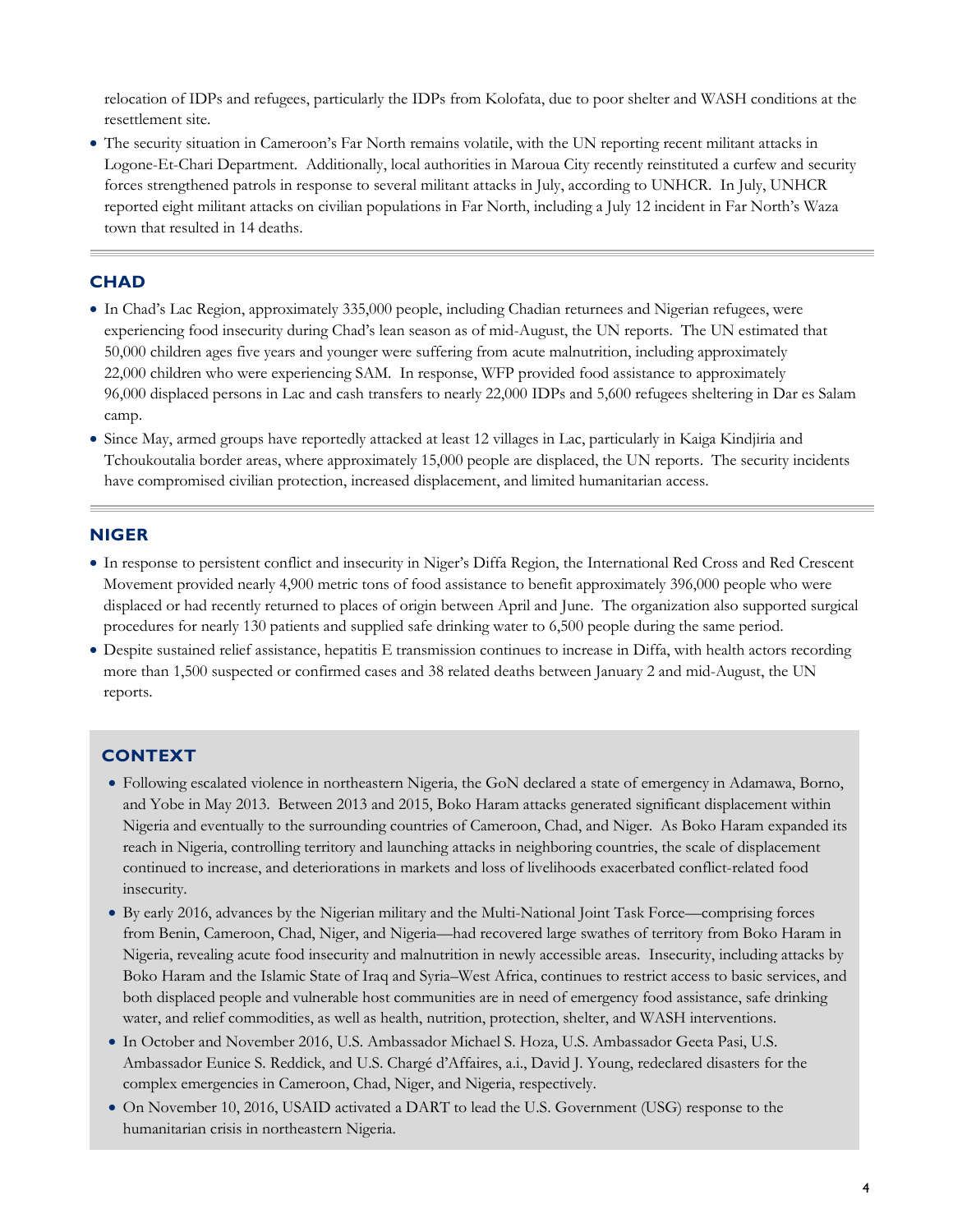relocation of IDPs and refugees, particularly the IDPs from Kolofata, due to poor shelter and WASH conditions at the resettlement site.

- The security situation in Cameroon's Far North remains volatile, with the UN reporting recent militant attacks in Logone-Et-Chari Department. Additionally, local authorities in Maroua City recently reinstituted a curfew and security forces strengthened patrols in response to several militant attacks in July, according to UNHCR. In July, UNHCR reported eight militant attacks on civilian populations in Far North, including a July 12 incident in Far North's Waza town that resulted in 14 deaths.

## CHAD

- In Chad's Lac Region, approximately 335,000 people, including Chadian returnees and Nigerian refugees, were experiencing food insecurity during Chad's lean season as of mid-August, the UN reports. The UN estimated that 50,000 children ages five years and younger were suffering from acute malnutrition, including approximately 22,000 children who were experiencing SAM. In response, WFP provided food assistance to approximately 96,000 displaced persons in Lac and cash transfers to nearly 22,000 IDPs and 5,600 refugees sheltering in Dar es Salam camp.
- Since May, armed groups have reportedly attacked at least 12 villages in Lac, particularly in Kaiga Kindjiria and Tchoukoutalia border areas, where approximately 15,000 people are displaced, the UN reports. The security incidents have compromised civilian protection, increased displacement, and limited humanitarian access.

## NIGER

- In response to persistent conflict and insecurity in Niger's Diffa Region, the International Red Cross and Red Crescent Movement provided nearly 4,900 metric tons of food assistance to benefit approximately 396,000 people who were displaced or had recently returned to places of origin between April and June. The organization also supported surgical procedures for nearly 130 patients and supplied safe drinking water to 6,500 people during the same period.
- Despite sustained relief assistance, hepatitis E transmission continues to increase in Diffa, with health actors recording more than 1,500 suspected or confirmed cases and 38 related deaths between January 2 and mid-August, the UN reports.

## CONTEXT

- Following escalated violence in northeastern Nigeria, the GoN declared a state of emergency in Adamawa, Borno, and Yobe in May 2013. Between 2013 and 2015, Boko Haram attacks generated significant displacement within Nigeria and eventually to the surrounding countries of Cameroon, Chad, and Niger. As Boko Haram expanded its reach in Nigeria, controlling territory and launching attacks in neighboring countries, the scale of displacement continued to increase, and deteriorations in markets and loss of livelihoods exacerbated conflict-related food insecurity.
- By early 2016, advances by the Nigerian military and the Multi-National Joint Task Force—comprising forces from Benin, Cameroon, Chad, Niger, and Nigeria—had recovered large swathes of territory from Boko Haram in Nigeria, revealing acute food insecurity and malnutrition in newly accessible areas. Insecurity, including attacks by Boko Haram and the Islamic State of Iraq and Syria–West Africa, continues to restrict access to basic services, and both displaced people and vulnerable host communities are in need of emergency food assistance, safe drinking water, and relief commodities, as well as health, nutrition, protection, shelter, and WASH interventions.
- In October and November 2016, U.S. Ambassador Michael S. Hoza, U.S. Ambassador Geeta Pasi, U.S. Ambassador Eunice S. Reddick, and U.S. Chargé d'Affaires, a.i., David J. Young, redeclared disasters for the complex emergencies in Cameroon, Chad, Niger, and Nigeria, respectively.
- On November 10, 2016, USAID activated a DART to lead the U.S. Government (USG) response to the humanitarian crisis in northeastern Nigeria.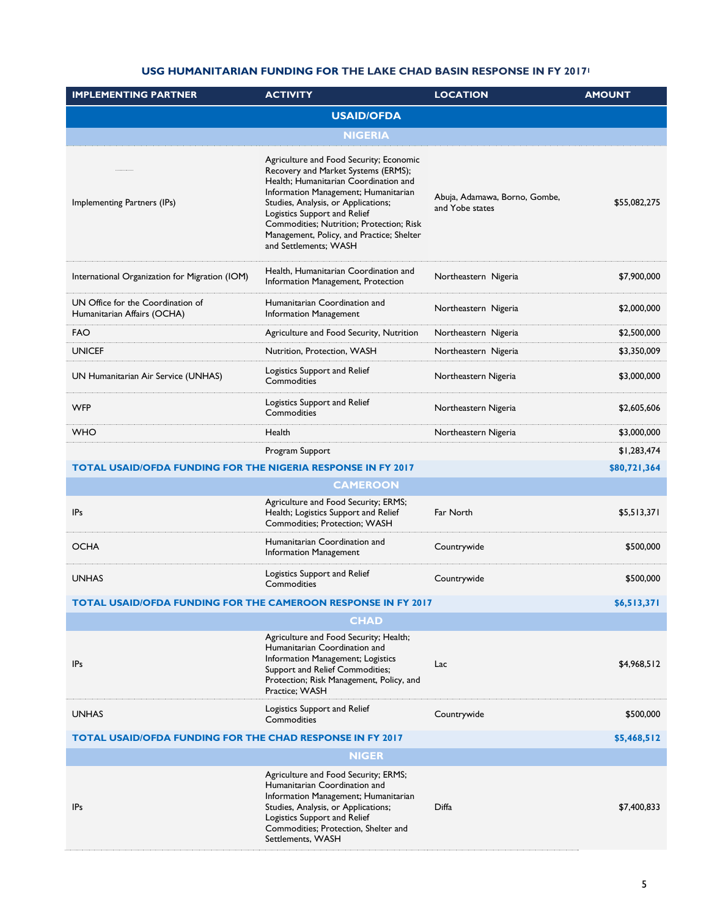## USG HUMANITARIAN FUNDING FOR THE LAKE CHAD BASIN RESPONSE IN FY 2017[1]

| IMPLEMENTING PARTNER | ACTIVITY | LOCATION | AMOUNT |
|---|---|---|---|
| **USAID/OFDA** | | | |
| **NIGERIA** | | | |
| Implementing Partners (IPs) | Agriculture and Food Security; Economic Recovery and Market Systems (ERMS); Health; Humanitarian Coordination and Information Management; Humanitarian Studies, Analysis, or Applications; Logistics Support and Relief Commodities; Nutrition; Protection; Risk Management, Policy, and Practice; Shelter and Settlements; WASH | Abuja, Adamawa, Borno, Gombe, and Yobe states | $55,082,275 |
| International Organization for Migration (IOM) | Health, Humanitarian Coordination and Information Management, Protection | Northeastern Nigeria | $7,900,000 |
| UN Office for the Coordination of Humanitarian Affairs (OCHA) | Humanitarian Coordination and Information Management | Northeastern Nigeria | $2,000,000 |
| FAO | Agriculture and Food Security, Nutrition | Northeastern Nigeria | $2,500,000 |
| UNICEF | Nutrition, Protection, WASH | Northeastern Nigeria | $3,350,009 |
| UN Humanitarian Air Service (UNHAS) | Logistics Support and Relief Commodities | Northeastern Nigeria | $3,000,000 |
| WFP | Logistics Support and Relief Commodities | Northeastern Nigeria | $2,605,606 |
| WHO | Health | Northeastern Nigeria | $3,000,000 |
| | Program Support | | $1,283,474 |
| **TOTAL USAID/OFDA FUNDING FOR THE NIGERIA RESPONSE IN FY 2017** | | | **$80,721,364** |
| **CAMEROON** | | | |
| IPs | Agriculture and Food Security; ERMS; Health; Logistics Support and Relief Commodities; Protection; WASH | Far North | $5,513,371 |
| OCHA | Humanitarian Coordination and Information Management | Countrywide | $500,000 |
| UNHAS | Logistics Support and Relief Commodities | Countrywide | $500,000 |
| **TOTAL USAID/OFDA FUNDING FOR THE CAMEROON RESPONSE IN FY 2017** | | | **$6,513,371** |
| **CHAD** | | | |
| IPs | Agriculture and Food Security; Health; Humanitarian Coordination and Information Management; Logistics Support and Relief Commodities; Protection; Risk Management, Policy, and Practice; WASH | Lac | $4,968,512 |
| UNHAS | Logistics Support and Relief Commodities | Countrywide | $500,000 |
| **TOTAL USAID/OFDA FUNDING FOR THE CHAD RESPONSE IN FY 2017** | | | **$5,468,512** |
| **NIGER** | | | |
| IPs | Agriculture and Food Security; ERMS; Humanitarian Coordination and Information Management; Humanitarian Studies, Analysis, or Applications; Logistics Support and Relief Commodities; Protection, Shelter and Settlements, WASH | Diffa | $7,400,833 |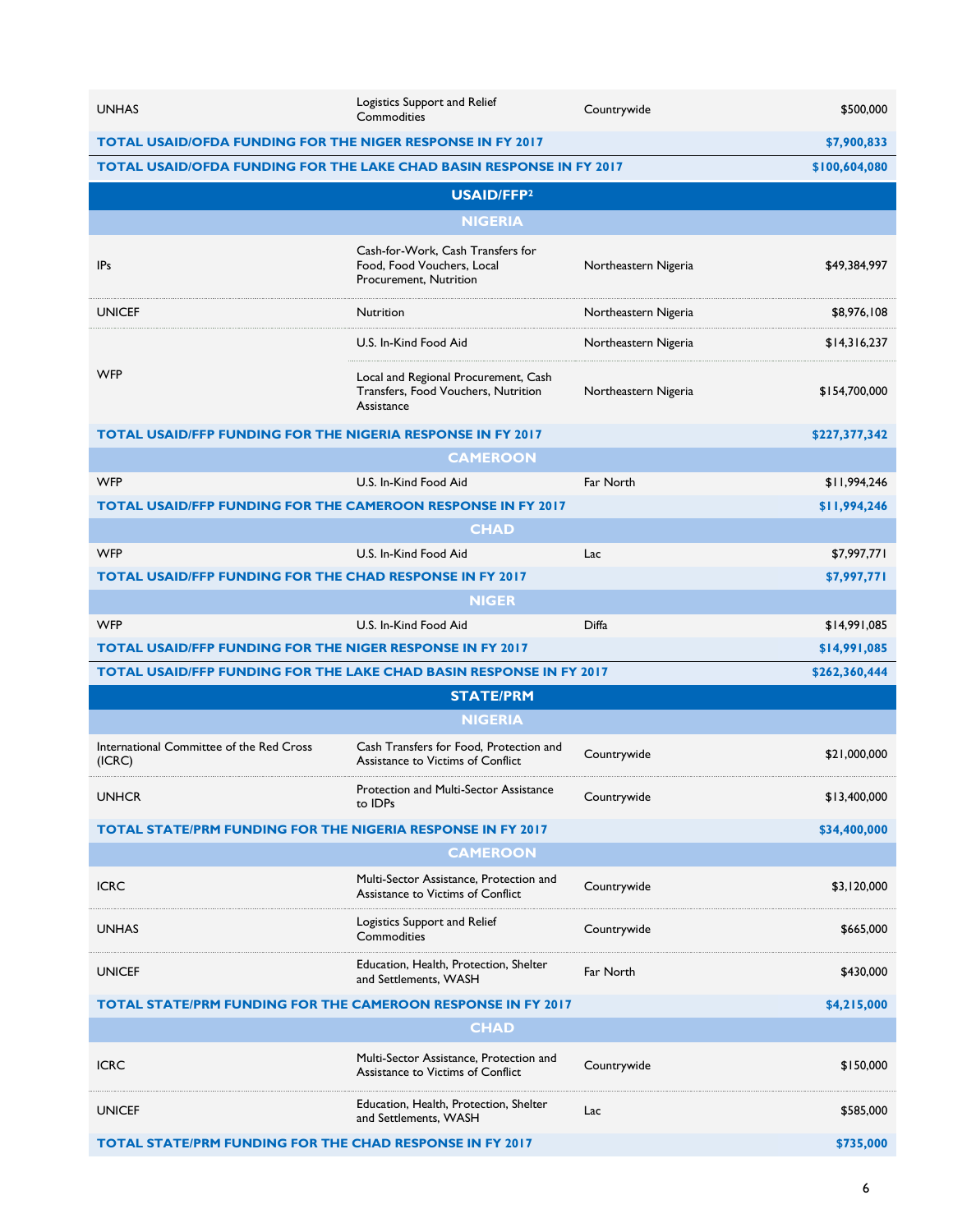| | | | |
|---|---|---|---|
| UNHAS | Logistics Support and Relief Commodities | Countrywide | $500,000 |
| **TOTAL USAID/OFDA FUNDING FOR THE NIGER RESPONSE IN FY 2017** | | | **$7,900,833** |
| **TOTAL USAID/OFDA FUNDING FOR THE LAKE CHAD BASIN RESPONSE IN FY 2017** | | | **$100,604,080** |
| **USAID/FFP[2]** | | | |
| **NIGERIA** | | | |
| IPs | Cash-for-Work, Cash Transfers for Food, Food Vouchers, Local Procurement, Nutrition | Northeastern Nigeria | $49,384,997 |
| UNICEF | Nutrition | Northeastern Nigeria | $8,976,108 |
| WFP | U.S. In-Kind Food Aid | Northeastern Nigeria | $14,316,237 |
| | Local and Regional Procurement, Cash Transfers, Food Vouchers, Nutrition Assistance | Northeastern Nigeria | $154,700,000 |
| **TOTAL USAID/FFP FUNDING FOR THE NIGERIA RESPONSE IN FY 2017** | | | **$227,377,342** |
| **CAMEROON** | | | |
| WFP | U.S. In-Kind Food Aid | Far North | $11,994,246 |
| **TOTAL USAID/FFP FUNDING FOR THE CAMEROON RESPONSE IN FY 2017** | | | **$11,994,246** |
| **CHAD** | | | |
| WFP | U.S. In-Kind Food Aid | Lac | $7,997,771 |
| **TOTAL USAID/FFP FUNDING FOR THE CHAD RESPONSE IN FY 2017** | | | **$7,997,771** |
| **NIGER** | | | |
| WFP | U.S. In-Kind Food Aid | Diffa | $14,991,085 |
| **TOTAL USAID/FFP FUNDING FOR THE NIGER RESPONSE IN FY 2017** | | | **$14,991,085** |
| **TOTAL USAID/FFP FUNDING FOR THE LAKE CHAD BASIN RESPONSE IN FY 2017** | | | **$262,360,444** |
| **STATE/PRM** | | | |
| **NIGERIA** | | | |
| International Committee of the Red Cross (ICRC) | Cash Transfers for Food, Protection and Assistance to Victims of Conflict | Countrywide | $21,000,000 |
| UNHCR | Protection and Multi-Sector Assistance to IDPs | Countrywide | $13,400,000 |
| **TOTAL STATE/PRM FUNDING FOR THE NIGERIA RESPONSE IN FY 2017** | | | **$34,400,000** |
| **CAMEROON** | | | |
| ICRC | Multi-Sector Assistance, Protection and Assistance to Victims of Conflict | Countrywide | $3,120,000 |
| UNHAS | Logistics Support and Relief Commodities | Countrywide | $665,000 |
| UNICEF | Education, Health, Protection, Shelter and Settlements, WASH | Far North | $430,000 |
| **TOTAL STATE/PRM FUNDING FOR THE CAMEROON RESPONSE IN FY 2017** | | | **$4,215,000** |
| **CHAD** | | | |
| ICRC | Multi-Sector Assistance, Protection and Assistance to Victims of Conflict | Countrywide | $150,000 |
| UNICEF | Education, Health, Protection, Shelter and Settlements, WASH | Lac | $585,000 |
| **TOTAL STATE/PRM FUNDING FOR THE CHAD RESPONSE IN FY 2017** | | | **$735,000** |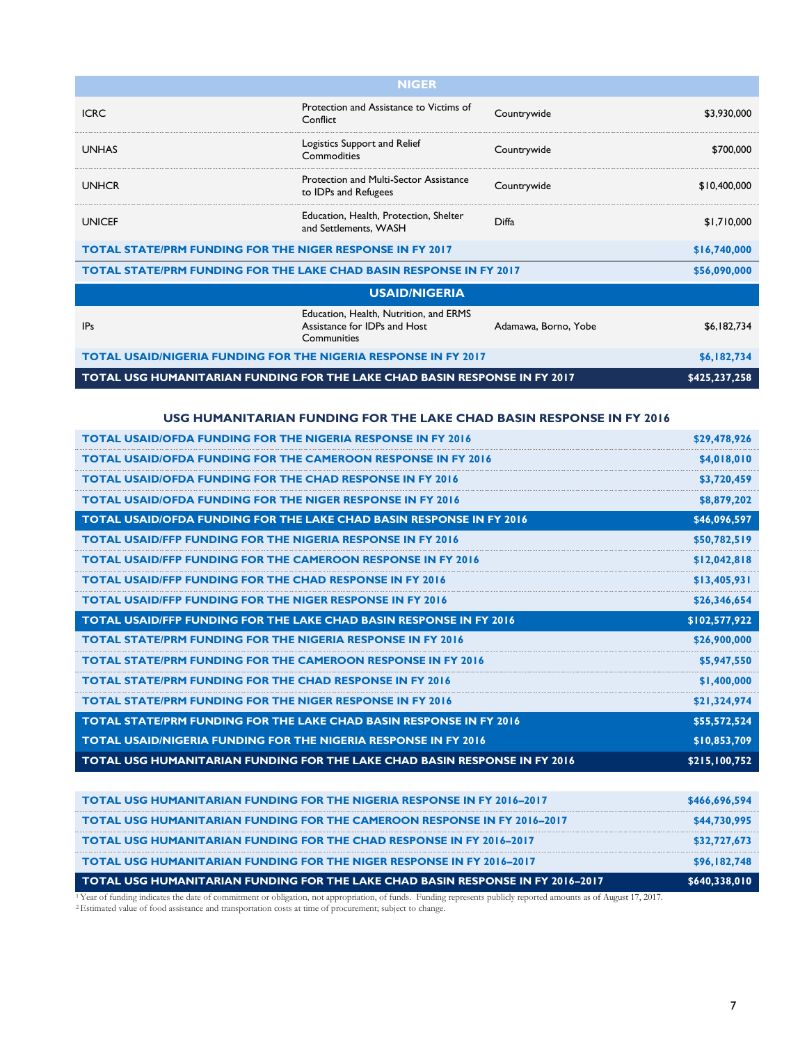| | | | |
|---|---|---|---|
| **NIGER** | | | |
| ICRC | Protection and Assistance to Victims of Conflict | Countrywide | $3,930,000 |
| UNHAS | Logistics Support and Relief Commodities | Countrywide | $700,000 |
| UNHCR | Protection and Multi-Sector Assistance to IDPs and Refugees | Countrywide | $10,400,000 |
| UNICEF | Education, Health, Protection, Shelter and Settlements, WASH | Diffa | $1,710,000 |
| **TOTAL STATE/PRM FUNDING FOR THE NIGER RESPONSE IN FY 2017** | | | **$16,740,000** |
| **TOTAL STATE/PRM FUNDING FOR THE LAKE CHAD BASIN RESPONSE IN FY 2017** | | | **$56,090,000** |
| **USAID/NIGERIA** | | | |
| IPs | Education, Health, Nutrition, and ERMS Assistance for IDPs and Host Communities | Adamawa, Borno, Yobe | $6,182,734 |
| **TOTAL USAID/NIGERIA FUNDING FOR THE NIGERIA RESPONSE IN FY 2017** | | | **$6,182,734** |
| **TOTAL USG HUMANITARIAN FUNDING FOR THE LAKE CHAD BASIN RESPONSE IN FY 2017** | | | **$425,237,258** |

## USG HUMANITARIAN FUNDING FOR THE LAKE CHAD BASIN RESPONSE IN FY 2016

| | |
|---|---|
| **TOTAL USAID/OFDA FUNDING FOR THE NIGERIA RESPONSE IN FY 2016** | **$29,478,926** |
| **TOTAL USAID/OFDA FUNDING FOR THE CAMEROON RESPONSE IN FY 2016** | **$4,018,010** |
| **TOTAL USAID/OFDA FUNDING FOR THE CHAD RESPONSE IN FY 2016** | **$3,720,459** |
| **TOTAL USAID/OFDA FUNDING FOR THE NIGER RESPONSE IN FY 2016** | **$8,879,202** |
| **TOTAL USAID/OFDA FUNDING FOR THE LAKE CHAD BASIN RESPONSE IN FY 2016** | **$46,096,597** |
| **TOTAL USAID/FFP FUNDING FOR THE NIGERIA RESPONSE IN FY 2016** | **$50,782,519** |
| **TOTAL USAID/FFP FUNDING FOR THE CAMEROON RESPONSE IN FY 2016** | **$12,042,818** |
| **TOTAL USAID/FFP FUNDING FOR THE CHAD RESPONSE IN FY 2016** | **$13,405,931** |
| **TOTAL USAID/FFP FUNDING FOR THE NIGER RESPONSE IN FY 2016** | **$26,346,654** |
| **TOTAL USAID/FFP FUNDING FOR THE LAKE CHAD BASIN RESPONSE IN FY 2016** | **$102,577,922** |
| **TOTAL STATE/PRM FUNDING FOR THE NIGERIA RESPONSE IN FY 2016** | **$26,900,000** |
| **TOTAL STATE/PRM FUNDING FOR THE CAMEROON RESPONSE IN FY 2016** | **$5,947,550** |
| **TOTAL STATE/PRM FUNDING FOR THE CHAD RESPONSE IN FY 2016** | **$1,400,000** |
| **TOTAL STATE/PRM FUNDING FOR THE NIGER RESPONSE IN FY 2016** | **$21,324,974** |
| **TOTAL STATE/PRM FUNDING FOR THE LAKE CHAD BASIN RESPONSE IN FY 2016** | **$55,572,524** |
| **TOTAL USAID/NIGERIA FUNDING FOR THE NIGERIA RESPONSE IN FY 2016** | **$10,853,709** |
| **TOTAL USG HUMANITARIAN FUNDING FOR THE LAKE CHAD BASIN RESPONSE IN FY 2016** | **$215,100,752** |

| | |
|---|---|
| **TOTAL USG HUMANITARIAN FUNDING FOR THE NIGERIA RESPONSE IN FY 2016–2017** | **$466,696,594** |
| **TOTAL USG HUMANITARIAN FUNDING FOR THE CAMEROON RESPONSE IN FY 2016–2017** | **$44,730,995** |
| **TOTAL USG HUMANITARIAN FUNDING FOR THE CHAD RESPONSE IN FY 2016–2017** | **$32,727,673** |
| **TOTAL USG HUMANITARIAN FUNDING FOR THE NIGER RESPONSE IN FY 2016–2017** | **$96,182,748** |
| **TOTAL USG HUMANITARIAN FUNDING FOR THE LAKE CHAD BASIN RESPONSE IN FY 2016–2017** | **$640,338,010** |

[1] Year of funding indicates the date of commitment or obligation, not appropriation, of funds. Funding represents publicly reported amounts as of August 17, 2017.
[2] Estimated value of food assistance and transportation costs at time of procurement; subject to change.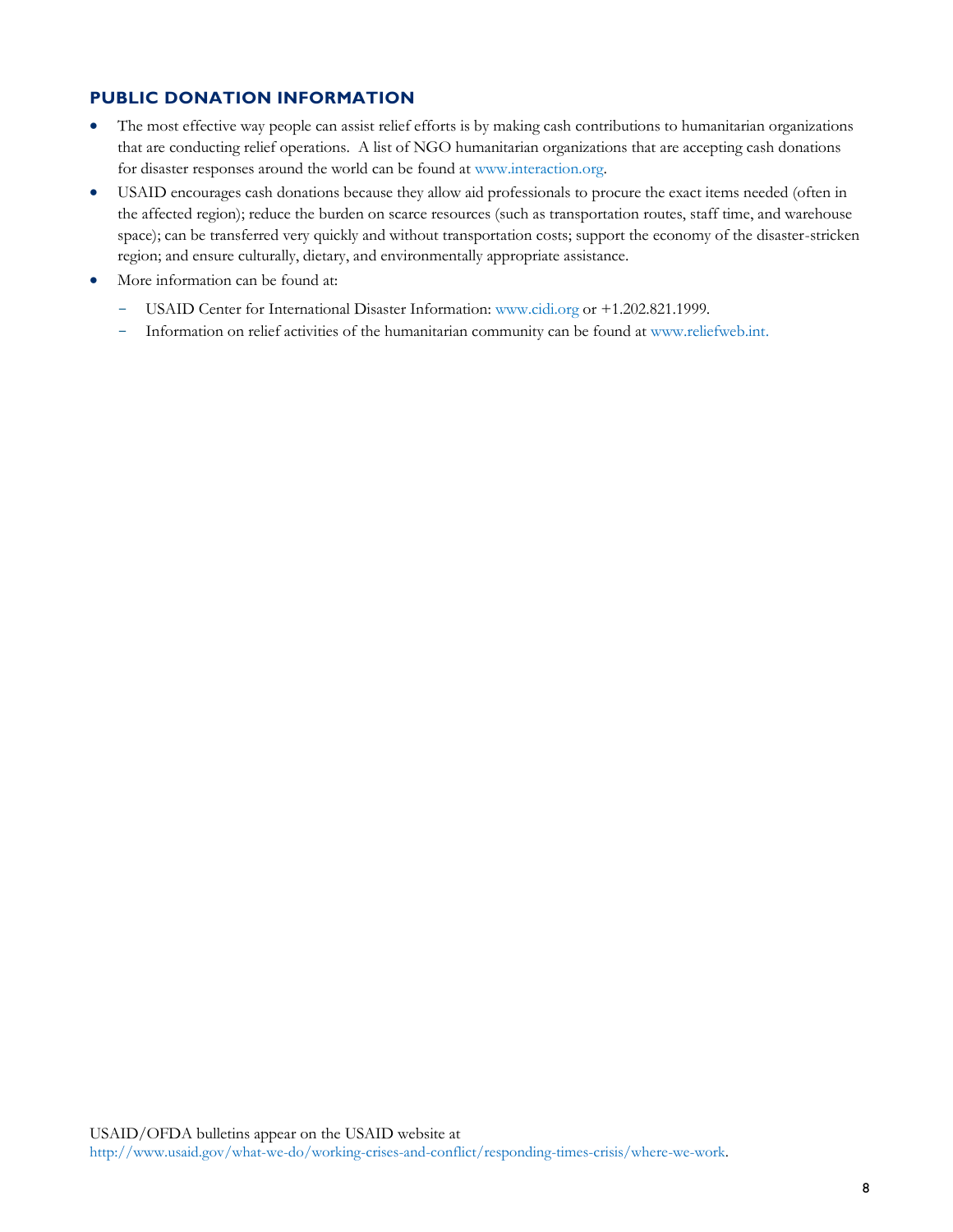## PUBLIC DONATION INFORMATION

- The most effective way people can assist relief efforts is by making cash contributions to humanitarian organizations that are conducting relief operations. A list of NGO humanitarian organizations that are accepting cash donations for disaster responses around the world can be found at www.interaction.org.
- USAID encourages cash donations because they allow aid professionals to procure the exact items needed (often in the affected region); reduce the burden on scarce resources (such as transportation routes, staff time, and warehouse space); can be transferred very quickly and without transportation costs; support the economy of the disaster-stricken region; and ensure culturally, dietary, and environmentally appropriate assistance.
- More information can be found at:
  - USAID Center for International Disaster Information: www.cidi.org or +1.202.821.1999.
  - Information on relief activities of the humanitarian community can be found at www.reliefweb.int.

USAID/OFDA bulletins appear on the USAID website at http://www.usaid.gov/what-we-do/working-crises-and-conflict/responding-times-crisis/where-we-work.